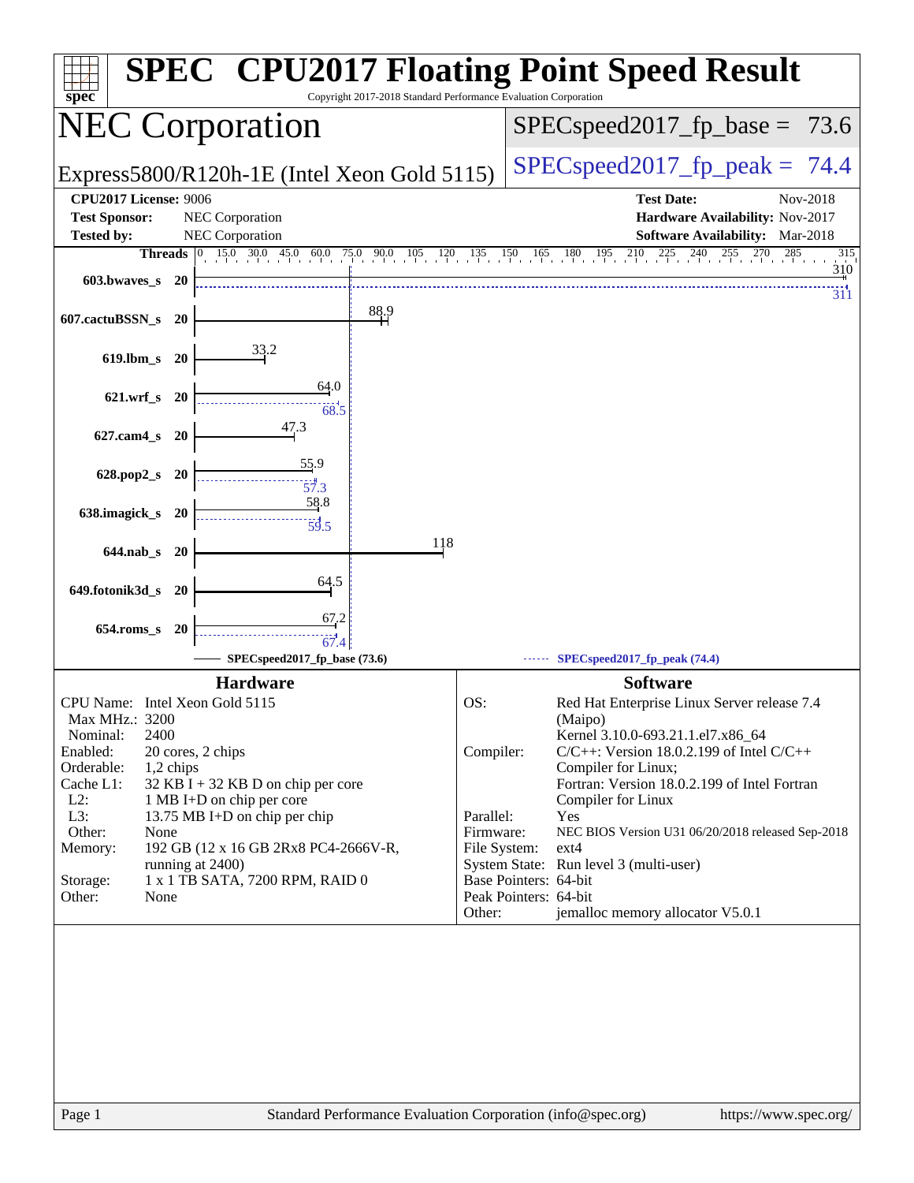# SPEC CPU2017 Floating Point Speed Result

Copyright 2017-2018 Standard Performance Evaluation Corporation

## NEC Corporation

Express5800/R120h-1E (Intel Xeon Gold 5115)

SPECspeed2017_fp_base = 73.6

SPECspeed2017_fp_peak = 74.4

**CPU2017 License:** 9006
**Test Sponsor:** NEC Corporation
**Tested by:** NEC Corporation

**Test Date:** Nov-2018
**Hardware Availability:** Nov-2017
**Software Availability:** Mar-2018

| Benchmark | Threads | Base | Peak |
|---|---|---|---|
| 603.bwaves_s | 20 | 310 | 311 |
| 607.cactuBSSN_s | 20 | 88.9 | |
| 619.lbm_s | 20 | 33.2 | |
| 621.wrf_s | 20 | 64.0 | 68.5 |
| 627.cam4_s | 20 | 47.3 | |
| 628.pop2_s | 20 | 55.9 | 57.3 |
| 638.imagick_s | 20 | 58.8 | 59.5 |
| 644.nab_s | 20 | 118 | |
| 649.fotonik3d_s | 20 | 64.5 | |
| 654.roms_s | 20 | 67.2 | 67.4 |

SPECspeed2017_fp_base (73.6) — SPECspeed2017_fp_peak (74.4)

### Hardware

| | |
|---|---|
| CPU Name: | Intel Xeon Gold 5115 |
| Max MHz.: | 3200 |
| Nominal: | 2400 |
| Enabled: | 20 cores, 2 chips |
| Orderable: | 1,2 chips |
| Cache L1: | 32 KB I + 32 KB D on chip per core |
| L2: | 1 MB I+D on chip per core |
| L3: | 13.75 MB I+D on chip per chip |
| Other: | None |
| Memory: | 192 GB (12 x 16 GB 2Rx8 PC4-2666V-R, running at 2400) |
| Storage: | 1 x 1 TB SATA, 7200 RPM, RAID 0 |
| Other: | None |

### Software

| | |
|---|---|
| OS: | Red Hat Enterprise Linux Server release 7.4 (Maipo) Kernel 3.10.0-693.21.1.el7.x86_64 |
| Compiler: | C/C++: Version 18.0.2.199 of Intel C/C++ Compiler for Linux; Fortran: Version 18.0.2.199 of Intel Fortran Compiler for Linux |
| Parallel: | Yes |
| Firmware: | NEC BIOS Version U31 06/20/2018 released Sep-2018 |
| File System: | ext4 |
| System State: | Run level 3 (multi-user) |
| Base Pointers: | 64-bit |
| Peak Pointers: | 64-bit |
| Other: | jemalloc memory allocator V5.0.1 |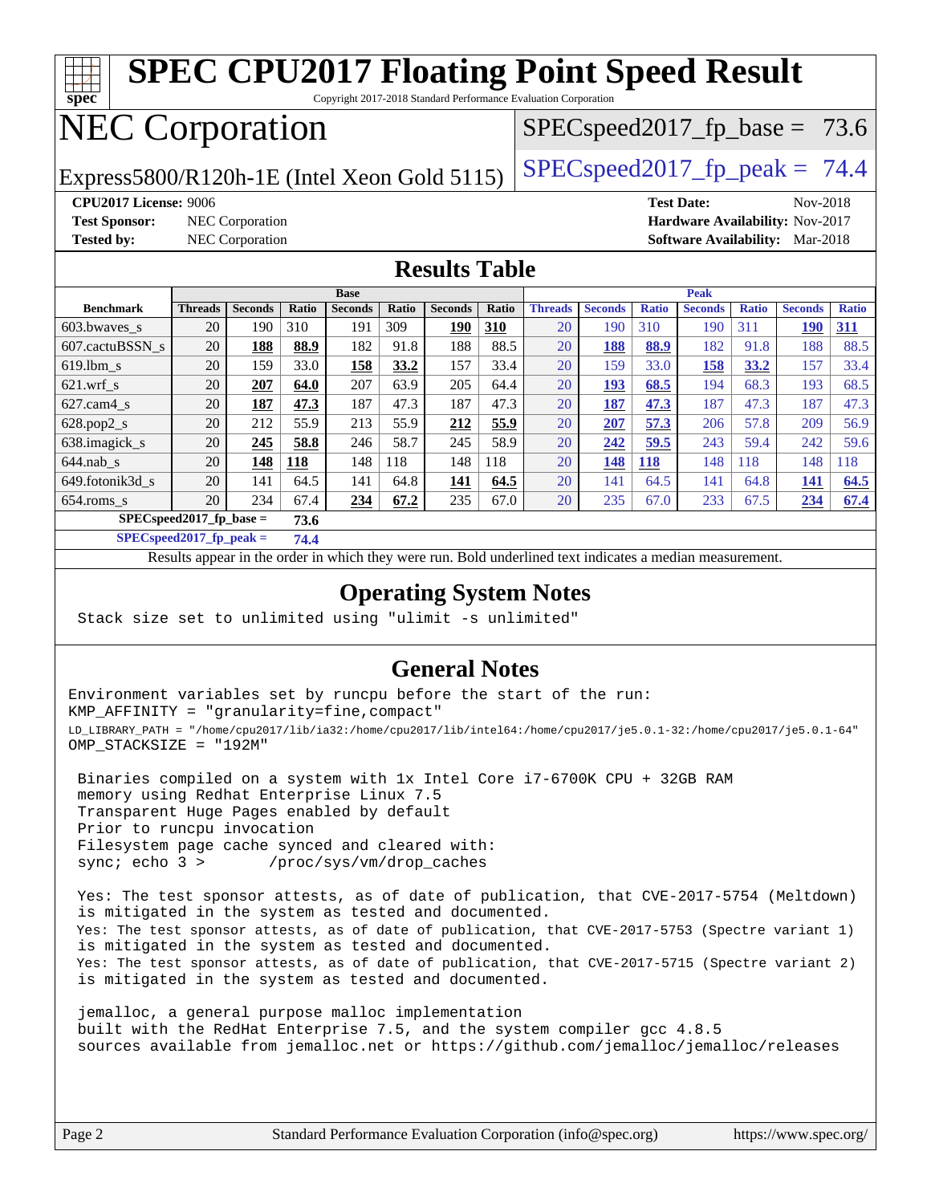# SPEC CPU2017 Floating Point Speed Result

Copyright 2017-2018 Standard Performance Evaluation Corporation

# NEC Corporation

Express5800/R120h-1E (Intel Xeon Gold 5115)

SPECspeed2017_fp_base = 73.6

SPECspeed2017_fp_peak = 74.4

**CPU2017 License:** 9006
**Test Sponsor:** NEC Corporation
**Tested by:** NEC Corporation
**Test Date:** Nov-2018
**Hardware Availability:** Nov-2017
**Software Availability:** Mar-2018

## Results Table

| Benchmark | Base | | | | | | | Peak | | | | | | |
|---|---|---|---|---|---|---|---|---|---|---|---|---|---|---|
| | Threads | Seconds | Ratio | Seconds | Ratio | Seconds | Ratio | Threads | Seconds | Ratio | Seconds | Ratio | Seconds | Ratio |
| 603.bwaves_s | 20 | 190 | 310 | 191 | 309 | **190** | **310** | 20 | 190 | 310 | 190 | 311 | **190** | **311** |
| 607.cactuBSSN_s | 20 | **188** | **88.9** | 182 | 91.8 | 188 | 88.5 | 20 | **188** | **88.9** | 182 | 91.8 | 188 | 88.5 |
| 619.lbm_s | 20 | 159 | 33.0 | **158** | **33.2** | 157 | 33.4 | 20 | 159 | 33.0 | **158** | **33.2** | 157 | 33.4 |
| 621.wrf_s | 20 | **207** | **64.0** | 207 | 63.9 | 205 | 64.4 | 20 | **193** | **68.5** | 194 | 68.3 | 193 | 68.5 |
| 627.cam4_s | 20 | **187** | **47.3** | 187 | 47.3 | 187 | 47.3 | 20 | **187** | **47.3** | 187 | 47.3 | 187 | 47.3 |
| 628.pop2_s | 20 | 212 | 55.9 | 213 | 55.9 | **212** | **55.9** | 20 | **207** | **57.3** | 206 | 57.8 | 209 | 56.9 |
| 638.imagick_s | 20 | **245** | **58.8** | 246 | 58.7 | 245 | 58.9 | 20 | **242** | **59.5** | 243 | 59.4 | 242 | 59.6 |
| 644.nab_s | 20 | **148** | **118** | 148 | 118 | 148 | 118 | 20 | **148** | **118** | 148 | 118 | 148 | 118 |
| 649.fotonik3d_s | 20 | 141 | 64.5 | 141 | 64.8 | **141** | **64.5** | 20 | 141 | 64.5 | 141 | 64.8 | **141** | **64.5** |
| 654.roms_s | 20 | 234 | 67.4 | **234** | **67.2** | 235 | 67.0 | 20 | 235 | 67.0 | 233 | 67.5 | **234** | **67.4** |

**SPECspeed2017_fp_base = 73.6**

**SPECspeed2017_fp_peak = 74.4**

Results appear in the order in which they were run. Bold underlined text indicates a median measurement.

## Operating System Notes

```
Stack size set to unlimited using "ulimit -s unlimited"
```

## General Notes

```
Environment variables set by runcpu before the start of the run:
KMP_AFFINITY = "granularity=fine,compact"
LD_LIBRARY_PATH = "/home/cpu2017/lib/ia32:/home/cpu2017/lib/intel64:/home/cpu2017/je5.0.1-32:/home/cpu2017/je5.0.1-64"
OMP_STACKSIZE = "192M"

 Binaries compiled on a system with 1x Intel Core i7-6700K CPU + 32GB RAM
 memory using Redhat Enterprise Linux 7.5
 Transparent Huge Pages enabled by default
 Prior to runcpu invocation
 Filesystem page cache synced and cleared with:
 sync; echo 3 >       /proc/sys/vm/drop_caches

 Yes: The test sponsor attests, as of date of publication, that CVE-2017-5754 (Meltdown)
 is mitigated in the system as tested and documented.
 Yes: The test sponsor attests, as of date of publication, that CVE-2017-5753 (Spectre variant 1)
 is mitigated in the system as tested and documented.
 Yes: The test sponsor attests, as of date of publication, that CVE-2017-5715 (Spectre variant 2)
 is mitigated in the system as tested and documented.

 jemalloc, a general purpose malloc implementation
 built with the RedHat Enterprise 7.5, and the system compiler gcc 4.8.5
 sources available from jemalloc.net or https://github.com/jemalloc/jemalloc/releases
```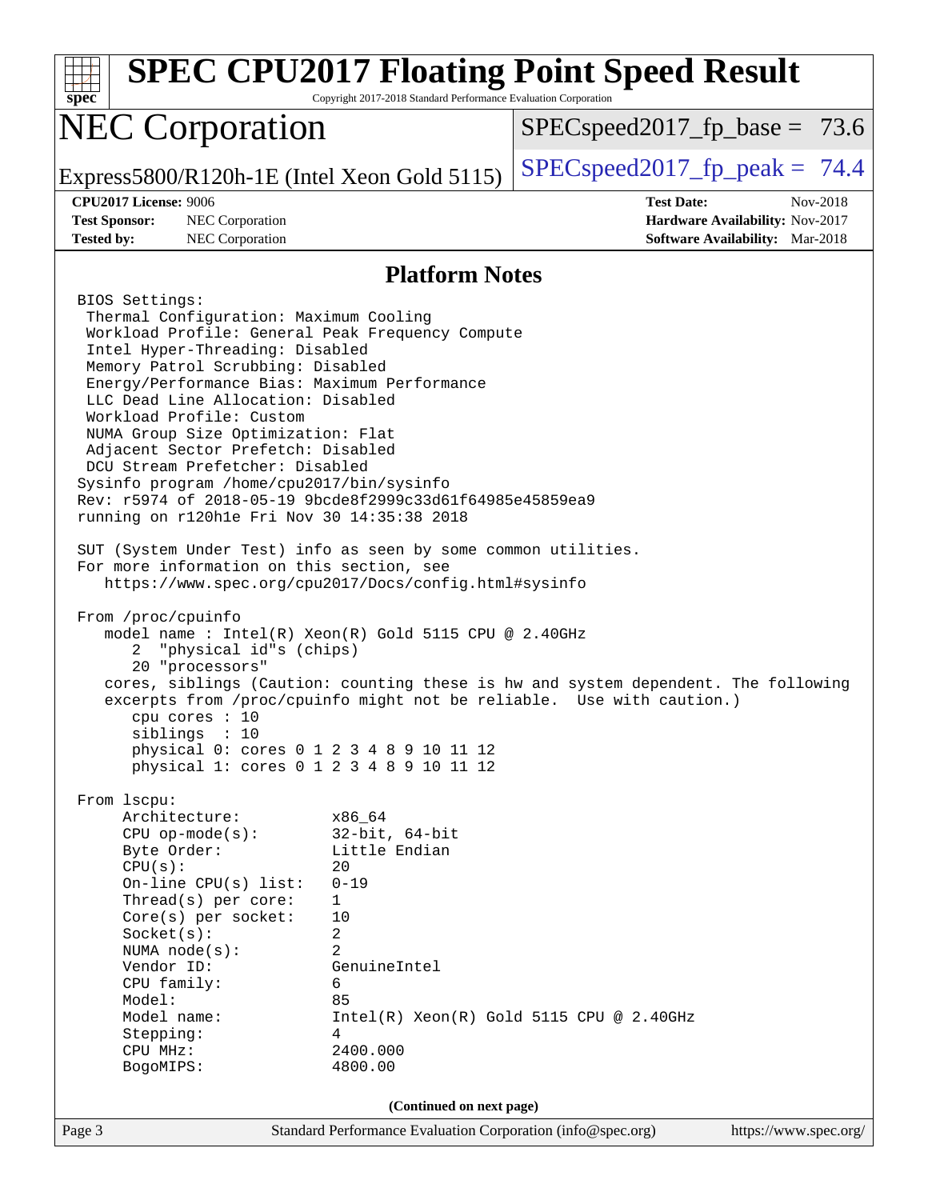# SPEC CPU2017 Floating Point Speed Result

Copyright 2017-2018 Standard Performance Evaluation Corporation

## NEC Corporation

Express5800/R120h-1E (Intel Xeon Gold 5115)

SPECspeed2017_fp_base = 73.6

SPECspeed2017_fp_peak = 74.4

**CPU2017 License:** 9006
**Test Sponsor:** NEC Corporation
**Tested by:** NEC Corporation

**Test Date:** Nov-2018
**Hardware Availability:** Nov-2017
**Software Availability:** Mar-2018

### Platform Notes

```
BIOS Settings:
 Thermal Configuration: Maximum Cooling
 Workload Profile: General Peak Frequency Compute
 Intel Hyper-Threading: Disabled
 Memory Patrol Scrubbing: Disabled
 Energy/Performance Bias: Maximum Performance
 LLC Dead Line Allocation: Disabled
 Workload Profile: Custom
 NUMA Group Size Optimization: Flat
 Adjacent Sector Prefetch: Disabled
 DCU Stream Prefetcher: Disabled
Sysinfo program /home/cpu2017/bin/sysinfo
Rev: r5974 of 2018-05-19 9bcde8f2999c33d61f64985e45859ea9
running on r120h1e Fri Nov 30 14:35:38 2018

SUT (System Under Test) info as seen by some common utilities.
For more information on this section, see
   https://www.spec.org/cpu2017/Docs/config.html#sysinfo

From /proc/cpuinfo
   model name : Intel(R) Xeon(R) Gold 5115 CPU @ 2.40GHz
      2  "physical id"s (chips)
      20 "processors"
   cores, siblings (Caution: counting these is hw and system dependent. The following
   excerpts from /proc/cpuinfo might not be reliable.  Use with caution.)
      cpu cores : 10
      siblings  : 10
      physical 0: cores 0 1 2 3 4 8 9 10 11 12
      physical 1: cores 0 1 2 3 4 8 9 10 11 12

From lscpu:
     Architecture:          x86_64
     CPU op-mode(s):        32-bit, 64-bit
     Byte Order:            Little Endian
     CPU(s):                20
     On-line CPU(s) list:   0-19
     Thread(s) per core:    1
     Core(s) per socket:    10
     Socket(s):             2
     NUMA node(s):          2
     Vendor ID:             GenuineIntel
     CPU family:            6
     Model:                 85
     Model name:            Intel(R) Xeon(R) Gold 5115 CPU @ 2.40GHz
     Stepping:              4
     CPU MHz:               2400.000
     BogoMIPS:              4800.00
```

(Continued on next page)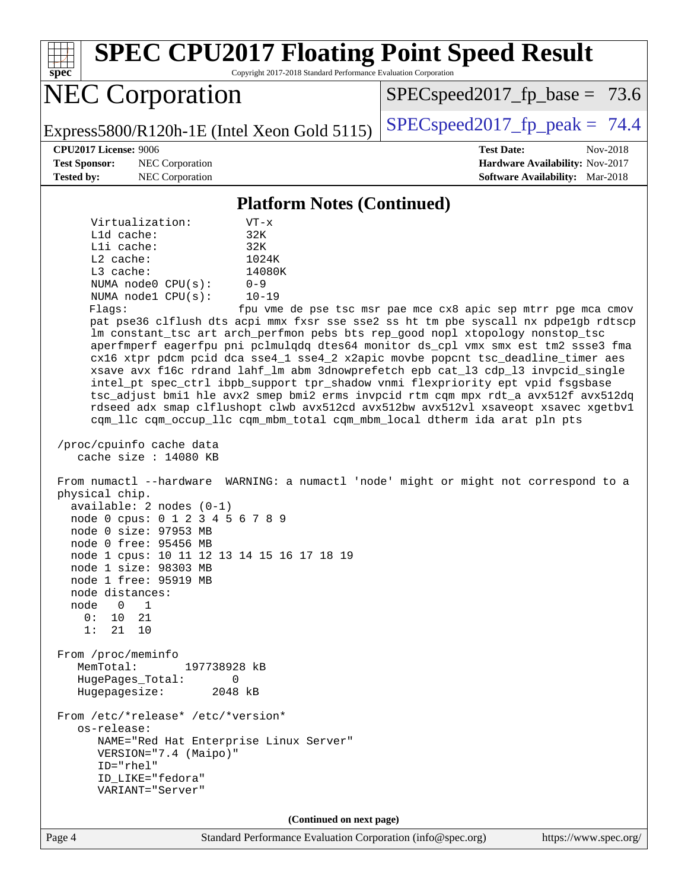# SPEC CPU2017 Floating Point Speed Result

Copyright 2017-2018 Standard Performance Evaluation Corporation

## NEC Corporation

Express5800/R120h-1E (Intel Xeon Gold 5115)

SPECspeed2017_fp_base = 73.6

SPECspeed2017_fp_peak = 74.4

**CPU2017 License:** 9006
**Test Sponsor:** NEC Corporation
**Tested by:** NEC Corporation

**Test Date:** Nov-2018
**Hardware Availability:** Nov-2017
**Software Availability:** Mar-2018

### Platform Notes (Continued)

```
      Virtualization:        VT-x
      L1d cache:             32K
      L1i cache:             32K
      L2 cache:              1024K
      L3 cache:              14080K
      NUMA node0 CPU(s):     0-9
      NUMA node1 CPU(s):     10-19
      Flags:                 fpu vme de pse tsc msr pae mce cx8 apic sep mtrr pge mca cmov
      pat pse36 clflush dts acpi mmx fxsr sse sse2 ss ht tm pbe syscall nx pdpe1gb rdtscp
      lm constant_tsc art arch_perfmon pebs bts rep_good nopl xtopology nonstop_tsc
      aperfmperf eagerfpu pni pclmulqdq dtes64 monitor ds_cpl vmx smx est tm2 ssse3 fma
      cx16 xtpr pdcm pcid dca sse4_1 sse4_2 x2apic movbe popcnt tsc_deadline_timer aes
      xsave avx f16c rdrand lahf_lm abm 3dnowprefetch epb cat_l3 cdp_l3 invpcid_single
      intel_pt spec_ctrl ibpb_support tpr_shadow vnmi flexpriority ept vpid fsgsbase
      tsc_adjust bmi1 hle avx2 smep bmi2 erms invpcid rtm cqm mpx rdt_a avx512f avx512dq
      rdseed adx smap clflushopt clwb avx512cd avx512bw avx512vl xsaveopt xsavec xgetbv1
      cqm_llc cqm_occup_llc cqm_mbm_total cqm_mbm_local dtherm ida arat pln pts

 /proc/cpuinfo cache data
    cache size : 14080 KB

 From numactl --hardware  WARNING: a numactl 'node' might or might not correspond to a
 physical chip.
   available: 2 nodes (0-1)
   node 0 cpus: 0 1 2 3 4 5 6 7 8 9
   node 0 size: 97953 MB
   node 0 free: 95456 MB
   node 1 cpus: 10 11 12 13 14 15 16 17 18 19
   node 1 size: 98303 MB
   node 1 free: 95919 MB
   node distances:
   node   0   1
     0:  10  21
     1:  21  10

 From /proc/meminfo
    MemTotal:       197738928 kB
    HugePages_Total:       0
    Hugepagesize:       2048 kB

 From /etc/*release* /etc/*version*
    os-release:
       NAME="Red Hat Enterprise Linux Server"
       VERSION="7.4 (Maipo)"
       ID="rhel"
       ID_LIKE="fedora"
       VARIANT="Server"
```

(Continued on next page)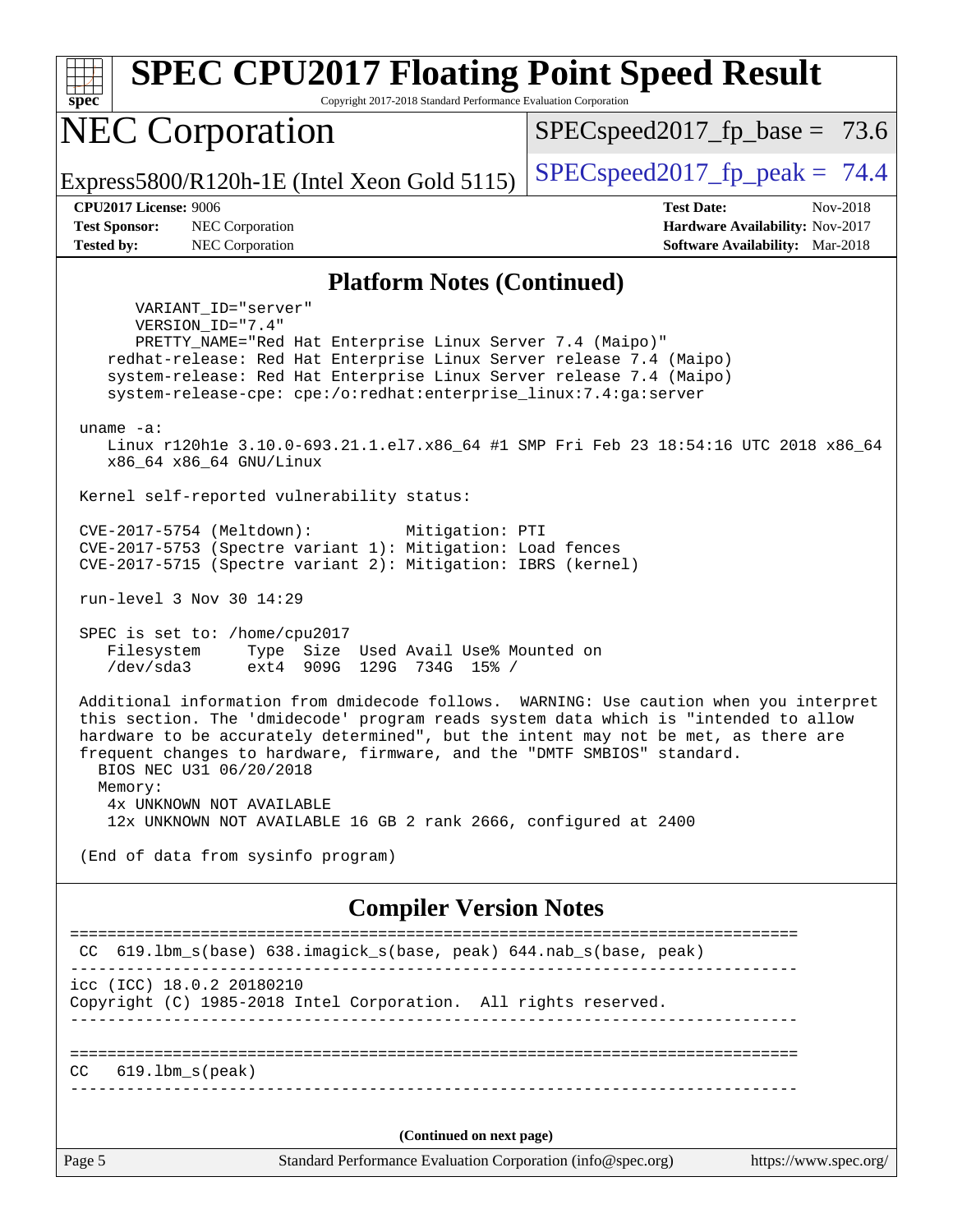## Platform Notes (Continued)

```
      VARIANT_ID="server"
      VERSION_ID="7.4"
      PRETTY_NAME="Red Hat Enterprise Linux Server 7.4 (Maipo)"
   redhat-release: Red Hat Enterprise Linux Server release 7.4 (Maipo)
   system-release: Red Hat Enterprise Linux Server release 7.4 (Maipo)
   system-release-cpe: cpe:/o:redhat:enterprise_linux:7.4:ga:server

uname -a:
   Linux r120h1e 3.10.0-693.21.1.el7.x86_64 #1 SMP Fri Feb 23 18:54:16 UTC 2018 x86_64
   x86_64 x86_64 GNU/Linux

Kernel self-reported vulnerability status:

CVE-2017-5754 (Meltdown):          Mitigation: PTI
CVE-2017-5753 (Spectre variant 1): Mitigation: Load fences
CVE-2017-5715 (Spectre variant 2): Mitigation: IBRS (kernel)

run-level 3 Nov 30 14:29

SPEC is set to: /home/cpu2017
   Filesystem     Type  Size  Used Avail Use% Mounted on
   /dev/sda3      ext4  909G  129G  734G  15% /

Additional information from dmidecode follows.  WARNING: Use caution when you interpret
this section. The 'dmidecode' program reads system data which is "intended to allow
hardware to be accurately determined", but the intent may not be met, as there are
frequent changes to hardware, firmware, and the "DMTF SMBIOS" standard.
  BIOS NEC U31 06/20/2018
  Memory:
   4x UNKNOWN NOT AVAILABLE
   12x UNKNOWN NOT AVAILABLE 16 GB 2 rank 2666, configured at 2400

(End of data from sysinfo program)
```

## Compiler Version Notes

```
==============================================================================
 CC  619.lbm_s(base) 638.imagick_s(base, peak) 644.nab_s(base, peak)
------------------------------------------------------------------------------
icc (ICC) 18.0.2 20180210
Copyright (C) 1985-2018 Intel Corporation.  All rights reserved.
------------------------------------------------------------------------------

==============================================================================
CC   619.lbm_s(peak)
------------------------------------------------------------------------------
```

(Continued on next page)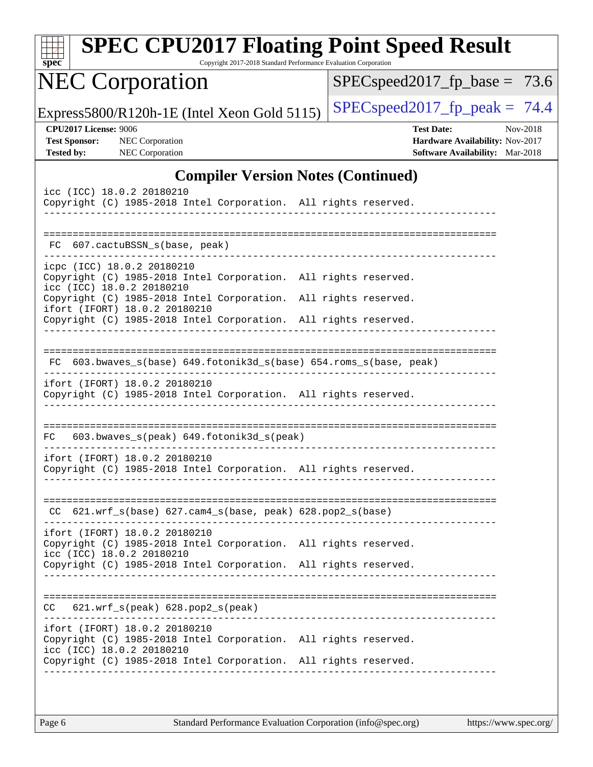# SPEC CPU2017 Floating Point Speed Result

Copyright 2017-2018 Standard Performance Evaluation Corporation

## NEC Corporation

Express5800/R120h-1E (Intel Xeon Gold 5115)

SPECspeed2017_fp_base = 73.6

SPECspeed2017_fp_peak = 74.4

**CPU2017 License:** 9006
**Test Sponsor:** NEC Corporation
**Tested by:** NEC Corporation

**Test Date:** Nov-2018
**Hardware Availability:** Nov-2017
**Software Availability:** Mar-2018

### Compiler Version Notes (Continued)

```
icc (ICC) 18.0.2 20180210
Copyright (C) 1985-2018 Intel Corporation.  All rights reserved.
------------------------------------------------------------------------------

==============================================================================
 FC  607.cactuBSSN_s(base, peak)
------------------------------------------------------------------------------
icpc (ICC) 18.0.2 20180210
Copyright (C) 1985-2018 Intel Corporation.  All rights reserved.
icc (ICC) 18.0.2 20180210
Copyright (C) 1985-2018 Intel Corporation.  All rights reserved.
ifort (IFORT) 18.0.2 20180210
Copyright (C) 1985-2018 Intel Corporation.  All rights reserved.
------------------------------------------------------------------------------

==============================================================================
 FC  603.bwaves_s(base) 649.fotonik3d_s(base) 654.roms_s(base, peak)
------------------------------------------------------------------------------
ifort (IFORT) 18.0.2 20180210
Copyright (C) 1985-2018 Intel Corporation.  All rights reserved.
------------------------------------------------------------------------------

==============================================================================
FC   603.bwaves_s(peak) 649.fotonik3d_s(peak)
------------------------------------------------------------------------------
ifort (IFORT) 18.0.2 20180210
Copyright (C) 1985-2018 Intel Corporation.  All rights reserved.
------------------------------------------------------------------------------

==============================================================================
 CC  621.wrf_s(base) 627.cam4_s(base, peak) 628.pop2_s(base)
------------------------------------------------------------------------------
ifort (IFORT) 18.0.2 20180210
Copyright (C) 1985-2018 Intel Corporation.  All rights reserved.
icc (ICC) 18.0.2 20180210
Copyright (C) 1985-2018 Intel Corporation.  All rights reserved.
------------------------------------------------------------------------------

==============================================================================
CC   621.wrf_s(peak) 628.pop2_s(peak)
------------------------------------------------------------------------------
ifort (IFORT) 18.0.2 20180210
Copyright (C) 1985-2018 Intel Corporation.  All rights reserved.
icc (ICC) 18.0.2 20180210
Copyright (C) 1985-2018 Intel Corporation.  All rights reserved.
------------------------------------------------------------------------------
```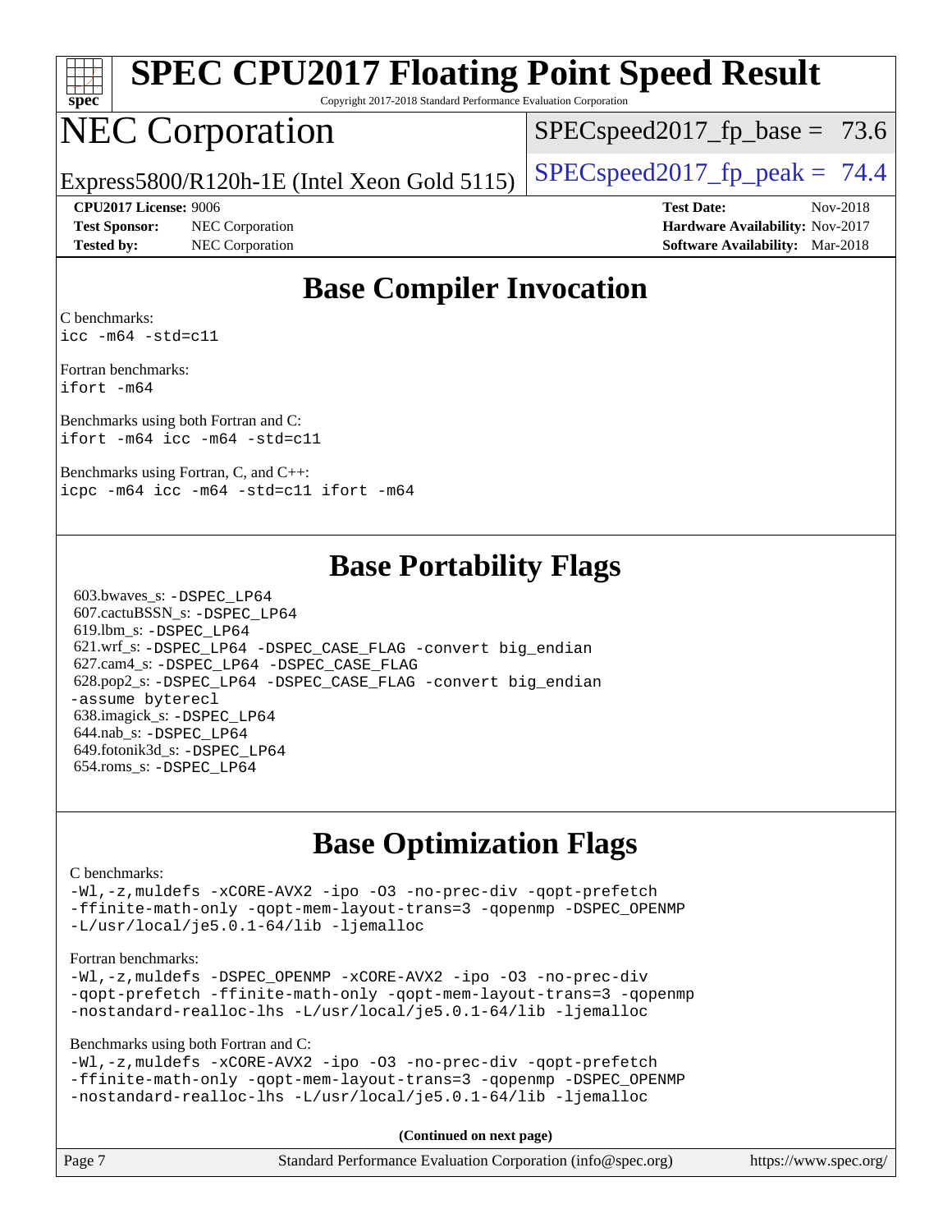# SPEC CPU2017 Floating Point Speed Result

Copyright 2017-2018 Standard Performance Evaluation Corporation

# NEC Corporation

Express5800/R120h-1E (Intel Xeon Gold 5115)

SPECspeed2017_fp_base = 73.6

SPECspeed2017_fp_peak = 74.4

**CPU2017 License:** 9006
**Test Sponsor:** NEC Corporation
**Tested by:** NEC Corporation

**Test Date:** Nov-2018
**Hardware Availability:** Nov-2017
**Software Availability:** Mar-2018

## Base Compiler Invocation

C benchmarks:
```
icc -m64 -std=c11
```

Fortran benchmarks:
```
ifort -m64
```

Benchmarks using both Fortran and C:
```
ifort -m64 icc -m64 -std=c11
```

Benchmarks using Fortran, C, and C++:
```
icpc -m64 icc -m64 -std=c11 ifort -m64
```

## Base Portability Flags

603.bwaves_s: -DSPEC_LP64
607.cactuBSSN_s: -DSPEC_LP64
619.lbm_s: -DSPEC_LP64
621.wrf_s: -DSPEC_LP64 -DSPEC_CASE_FLAG -convert big_endian
627.cam4_s: -DSPEC_LP64 -DSPEC_CASE_FLAG
628.pop2_s: -DSPEC_LP64 -DSPEC_CASE_FLAG -convert big_endian -assume byterecl
638.imagick_s: -DSPEC_LP64
644.nab_s: -DSPEC_LP64
649.fotonik3d_s: -DSPEC_LP64
654.roms_s: -DSPEC_LP64

## Base Optimization Flags

C benchmarks:
```
-Wl,-z,muldefs -xCORE-AVX2 -ipo -O3 -no-prec-div -qopt-prefetch
-ffinite-math-only -qopt-mem-layout-trans=3 -qopenmp -DSPEC_OPENMP
-L/usr/local/je5.0.1-64/lib -ljemalloc
```

Fortran benchmarks:
```
-Wl,-z,muldefs -DSPEC_OPENMP -xCORE-AVX2 -ipo -O3 -no-prec-div
-qopt-prefetch -ffinite-math-only -qopt-mem-layout-trans=3 -qopenmp
-nostandard-realloc-lhs -L/usr/local/je5.0.1-64/lib -ljemalloc
```

Benchmarks using both Fortran and C:
```
-Wl,-z,muldefs -xCORE-AVX2 -ipo -O3 -no-prec-div -qopt-prefetch
-ffinite-math-only -qopt-mem-layout-trans=3 -qopenmp -DSPEC_OPENMP
-nostandard-realloc-lhs -L/usr/local/je5.0.1-64/lib -ljemalloc
```

**(Continued on next page)**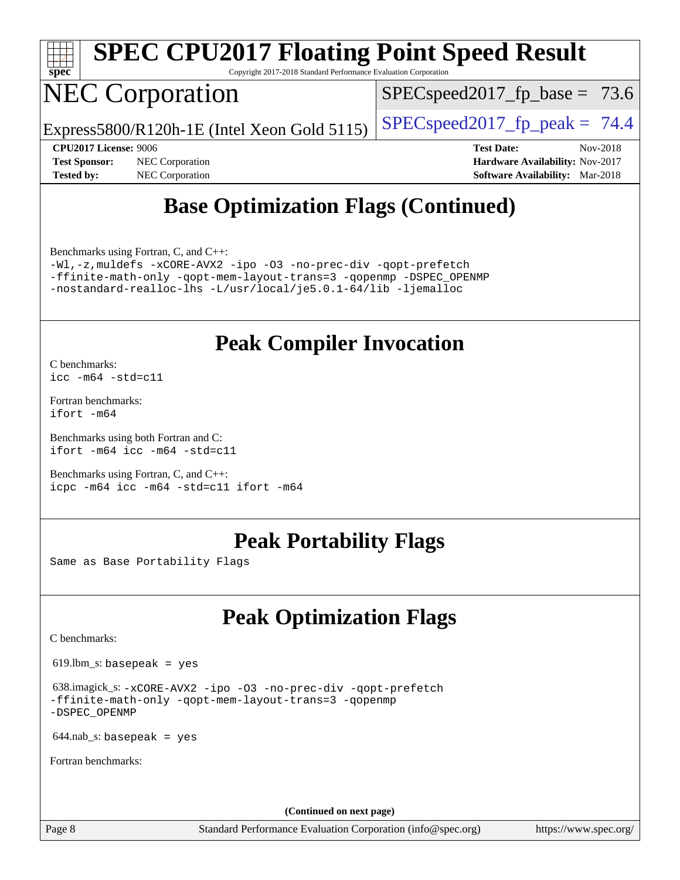# SPEC CPU2017 Floating Point Speed Result

Copyright 2017-2018 Standard Performance Evaluation Corporation

# NEC Corporation

Express5800/R120h-1E (Intel Xeon Gold 5115)

SPECspeed2017_fp_base = 73.6

SPECspeed2017_fp_peak = 74.4

**CPU2017 License:** 9006
**Test Sponsor:** NEC Corporation
**Tested by:** NEC Corporation

**Test Date:** Nov-2018
**Hardware Availability:** Nov-2017
**Software Availability:** Mar-2018

## Base Optimization Flags (Continued)

Benchmarks using Fortran, C, and C++:

```
-Wl,-z,muldefs -xCORE-AVX2 -ipo -O3 -no-prec-div -qopt-prefetch
-ffinite-math-only -qopt-mem-layout-trans=3 -qopenmp -DSPEC_OPENMP
-nostandard-realloc-lhs -L/usr/local/je5.0.1-64/lib -ljemalloc
```

## Peak Compiler Invocation

C benchmarks:

```
icc -m64 -std=c11
```

Fortran benchmarks:

```
ifort -m64
```

Benchmarks using both Fortran and C:

```
ifort -m64 icc -m64 -std=c11
```

Benchmarks using Fortran, C, and C++:

```
icpc -m64 icc -m64 -std=c11 ifort -m64
```

## Peak Portability Flags

Same as Base Portability Flags

## Peak Optimization Flags

C benchmarks:

619.lbm_s: `basepeak = yes`

638.imagick_s: `-xCORE-AVX2 -ipo -O3 -no-prec-div -qopt-prefetch -ffinite-math-only -qopt-mem-layout-trans=3 -qopenmp -DSPEC_OPENMP`

644.nab_s: `basepeak = yes`

Fortran benchmarks:

**(Continued on next page)**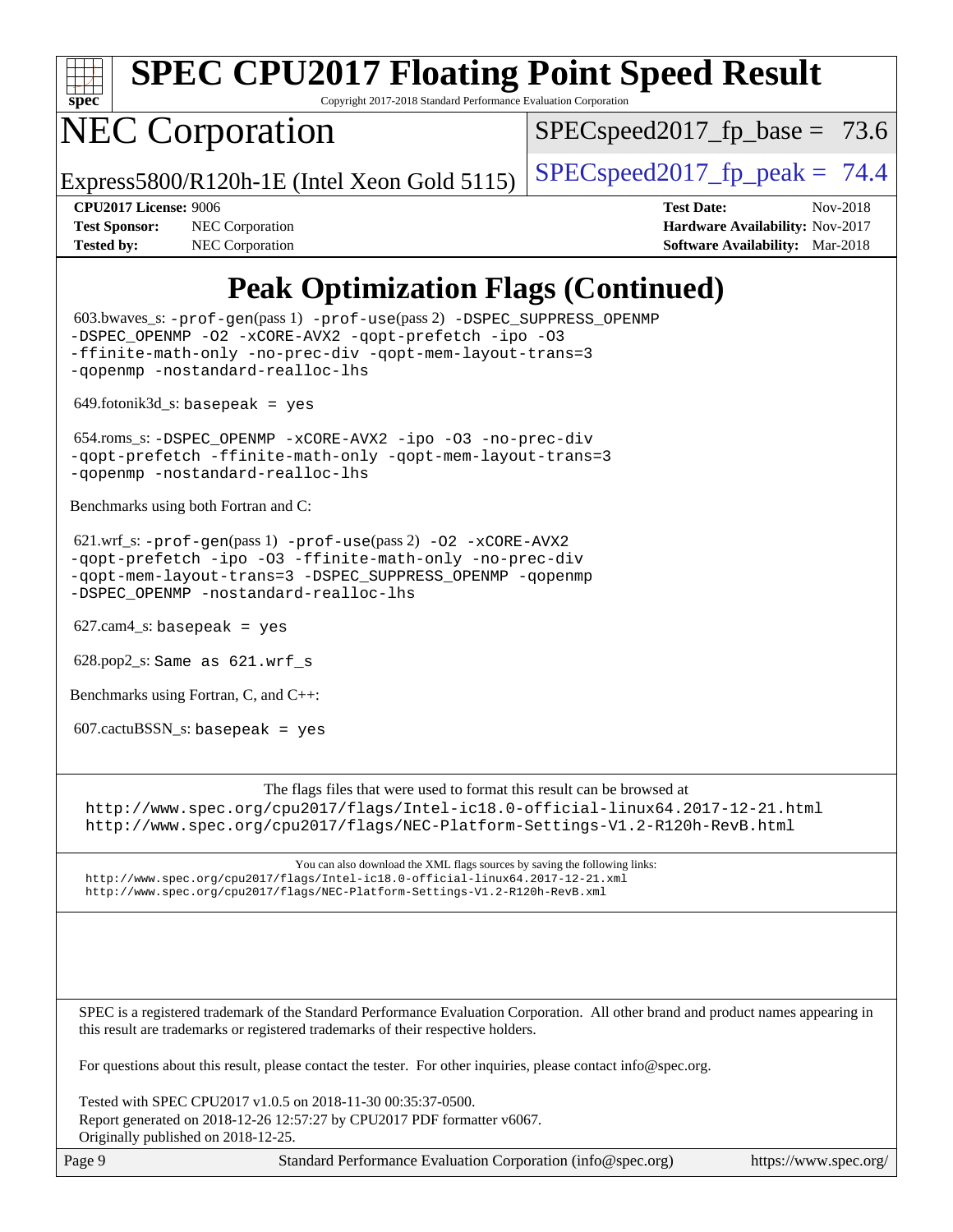# Peak Optimization Flags (Continued)

603.bwaves_s: -prof-gen(pass 1) -prof-use(pass 2) -DSPEC_SUPPRESS_OPENMP -DSPEC_OPENMP -O2 -xCORE-AVX2 -qopt-prefetch -ipo -O3 -ffinite-math-only -no-prec-div -qopt-mem-layout-trans=3 -qopenmp -nostandard-realloc-lhs

649.fotonik3d_s: basepeak = yes

654.roms_s: -DSPEC_OPENMP -xCORE-AVX2 -ipo -O3 -no-prec-div -qopt-prefetch -ffinite-math-only -qopt-mem-layout-trans=3 -qopenmp -nostandard-realloc-lhs

Benchmarks using both Fortran and C:

621.wrf_s: -prof-gen(pass 1) -prof-use(pass 2) -O2 -xCORE-AVX2 -qopt-prefetch -ipo -O3 -ffinite-math-only -no-prec-div -qopt-mem-layout-trans=3 -DSPEC_SUPPRESS_OPENMP -qopenmp -DSPEC_OPENMP -nostandard-realloc-lhs

627.cam4_s: basepeak = yes

628.pop2_s: Same as 621.wrf_s

Benchmarks using Fortran, C, and C++:

607.cactuBSSN_s: basepeak = yes

The flags files that were used to format this result can be browsed at
http://www.spec.org/cpu2017/flags/Intel-ic18.0-official-linux64.2017-12-21.html
http://www.spec.org/cpu2017/flags/NEC-Platform-Settings-V1.2-R120h-RevB.html

You can also download the XML flags sources by saving the following links:
http://www.spec.org/cpu2017/flags/Intel-ic18.0-official-linux64.2017-12-21.xml
http://www.spec.org/cpu2017/flags/NEC-Platform-Settings-V1.2-R120h-RevB.xml

SPEC is a registered trademark of the Standard Performance Evaluation Corporation. All other brand and product names appearing in this result are trademarks or registered trademarks of their respective holders.

For questions about this result, please contact the tester. For other inquiries, please contact info@spec.org.

Tested with SPEC CPU2017 v1.0.5 on 2018-11-30 00:35:37-0500.
Report generated on 2018-12-26 12:57:27 by CPU2017 PDF formatter v6067.
Originally published on 2018-12-25.